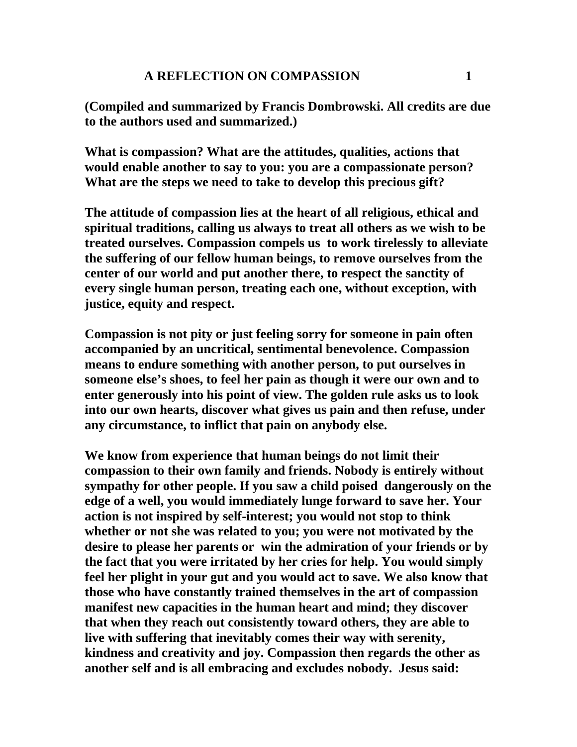# A REFLECTION ON COMPASSION

**(Compiled and summarized by Francis Dombrowski. All credits are due to the authors used and summarized.)**

**What is compassion? What are the attitudes, qualities, actions that would enable another to say to you: you are a compassionate person? What are the steps we need to take to develop this precious gift?**

**The attitude of compassion lies at the heart of all religious, ethical and spiritual traditions, calling us always to treat all others as we wish to be treated ourselves. Compassion compels us to work tirelessly to alleviate the suffering of our fellow human beings, to remove ourselves from the center of our world and put another there, to respect the sanctity of every single human person, treating each one, without exception, with justice, equity and respect.**

**Compassion is not pity or just feeling sorry for someone in pain often accompanied by an uncritical, sentimental benevolence. Compassion means to endure something with another person, to put ourselves in someone else's shoes, to feel her pain as though it were our own and to enter generously into his point of view. The golden rule asks us to look into our own hearts, discover what gives us pain and then refuse, under any circumstance, to inflict that pain on anybody else.**

**We know from experience that human beings do not limit their compassion to their own family and friends. Nobody is entirely without sympathy for other people. If you saw a child poised dangerously on the edge of a well, you would immediately lunge forward to save her. Your action is not inspired by self-interest; you would not stop to think whether or not she was related to you; you were not motivated by the desire to please her parents or win the admiration of your friends or by the fact that you were irritated by her cries for help. You would simply feel her plight in your gut and you would act to save. We also know that those who have constantly trained themselves in the art of compassion manifest new capacities in the human heart and mind; they discover that when they reach out consistently toward others, they are able to live with suffering that inevitably comes their way with serenity, kindness and creativity and joy. Compassion then regards the other as another self and is all embracing and excludes nobody. Jesus said:**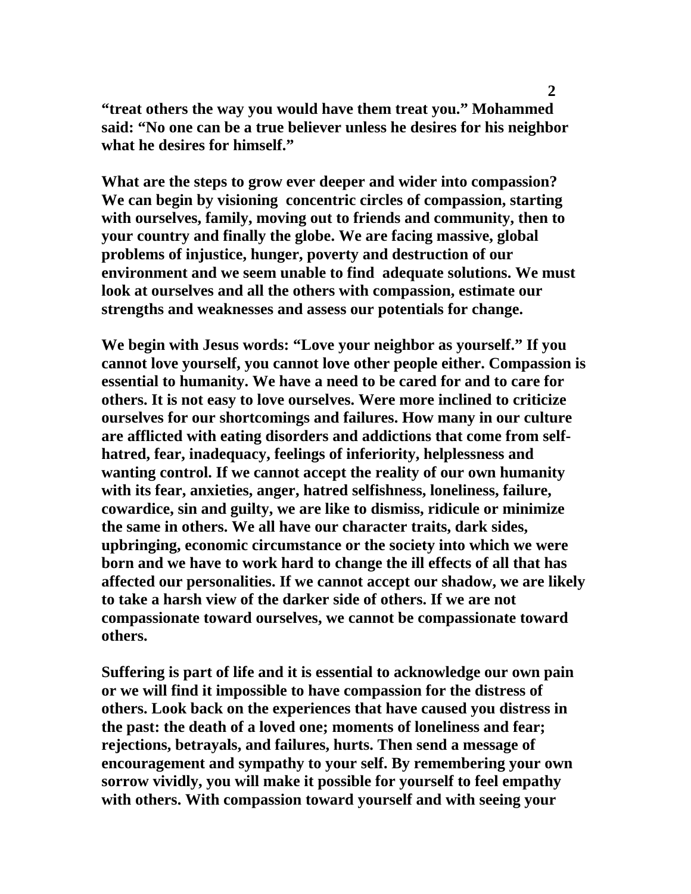**“treat others the way you would have them treat you.” Mohammed said: “No one can be a true believer unless he desires for his neighbor what he desires for himself.”**

**What are the steps to grow ever deeper and wider into compassion? We can begin by visioning concentric circles of compassion, starting with ourselves, family, moving out to friends and community, then to your country and finally the globe. We are facing massive, global problems of injustice, hunger, poverty and destruction of our environment and we seem unable to find adequate solutions. We must look at ourselves and all the others with compassion, estimate our strengths and weaknesses and assess our potentials for change.**

**We begin with Jesus words: “Love your neighbor as yourself.” If you cannot love yourself, you cannot love other people either. Compassion is essential to humanity. We have a need to be cared for and to care for others. It is not easy to love ourselves. Were more inclined to criticize ourselves for our shortcomings and failures. How many in our culture are afflicted with eating disorders and addictions that come from self-hatred, fear, inadequacy, feelings of inferiority, helplessness and wanting control. If we cannot accept the reality of our own humanity with its fear, anxieties, anger, hatred selfishness, loneliness, failure, cowardice, sin and guilty, we are like to dismiss, ridicule or minimize the same in others. We all have our character traits, dark sides, upbringing, economic circumstance or the society into which we were born and we have to work hard to change the ill effects of all that has affected our personalities. If we cannot accept our shadow, we are likely to take a harsh view of the darker side of others. If we are not compassionate toward ourselves, we cannot be compassionate toward others.**

**Suffering is part of life and it is essential to acknowledge our own pain or we will find it impossible to have compassion for the distress of others. Look back on the experiences that have caused you distress in the past: the death of a loved one; moments of loneliness and fear; rejections, betrayals, and failures, hurts. Then send a message of encouragement and sympathy to your self. By remembering your own sorrow vividly, you will make it possible for yourself to feel empathy with others. With compassion toward yourself and with seeing your**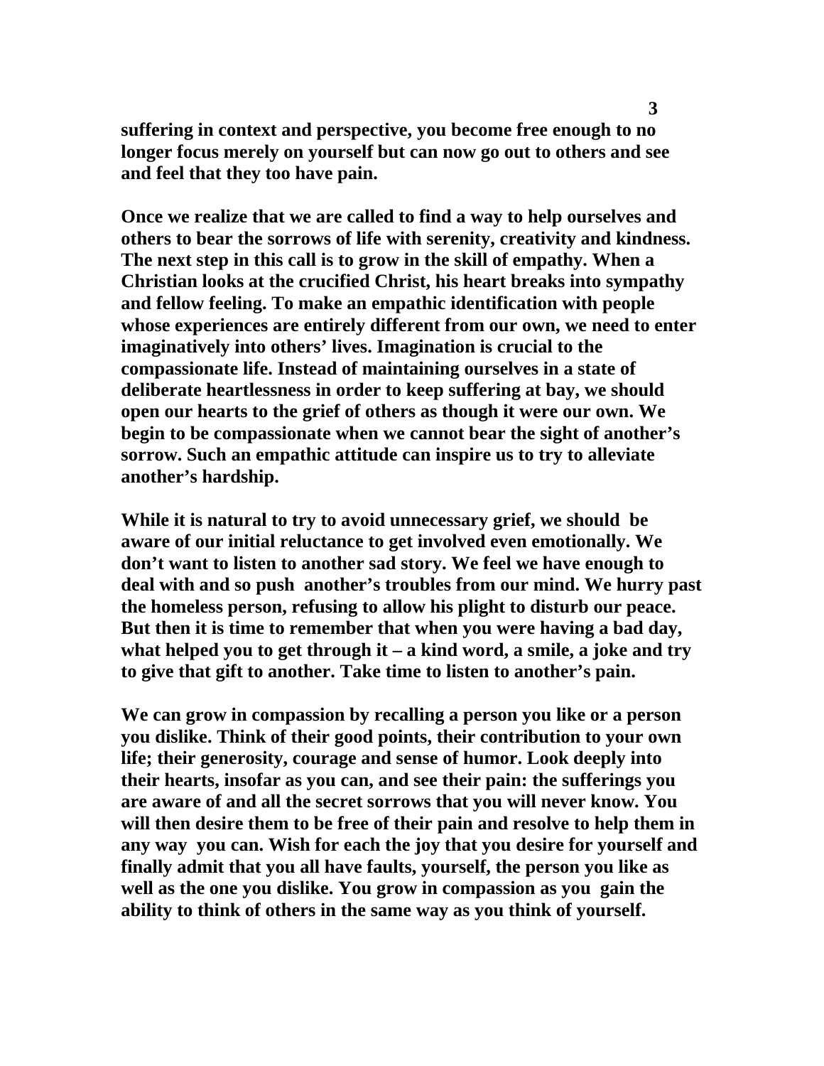**suffering in context and perspective, you become free enough to no longer focus merely on yourself but can now go out to others and see and feel that they too have pain.**

**Once we realize that we are called to find a way to help ourselves and others to bear the sorrows of life with serenity, creativity and kindness. The next step in this call is to grow in the skill of empathy. When a Christian looks at the crucified Christ, his heart breaks into sympathy and fellow feeling. To make an empathic identification with people whose experiences are entirely different from our own, we need to enter imaginatively into others' lives. Imagination is crucial to the compassionate life. Instead of maintaining ourselves in a state of deliberate heartlessness in order to keep suffering at bay, we should open our hearts to the grief of others as though it were our own. We begin to be compassionate when we cannot bear the sight of another's sorrow. Such an empathic attitude can inspire us to try to alleviate another's hardship.**

**While it is natural to try to avoid unnecessary grief, we should be aware of our initial reluctance to get involved even emotionally. We don't want to listen to another sad story. We feel we have enough to deal with and so push another's troubles from our mind. We hurry past the homeless person, refusing to allow his plight to disturb our peace. But then it is time to remember that when you were having a bad day, what helped you to get through it – a kind word, a smile, a joke and try to give that gift to another. Take time to listen to another's pain.**

**We can grow in compassion by recalling a person you like or a person you dislike. Think of their good points, their contribution to your own life; their generosity, courage and sense of humor. Look deeply into their hearts, insofar as you can, and see their pain: the sufferings you are aware of and all the secret sorrows that you will never know. You will then desire them to be free of their pain and resolve to help them in any way you can. Wish for each the joy that you desire for yourself and finally admit that you all have faults, yourself, the person you like as well as the one you dislike. You grow in compassion as you gain the ability to think of others in the same way as you think of yourself.**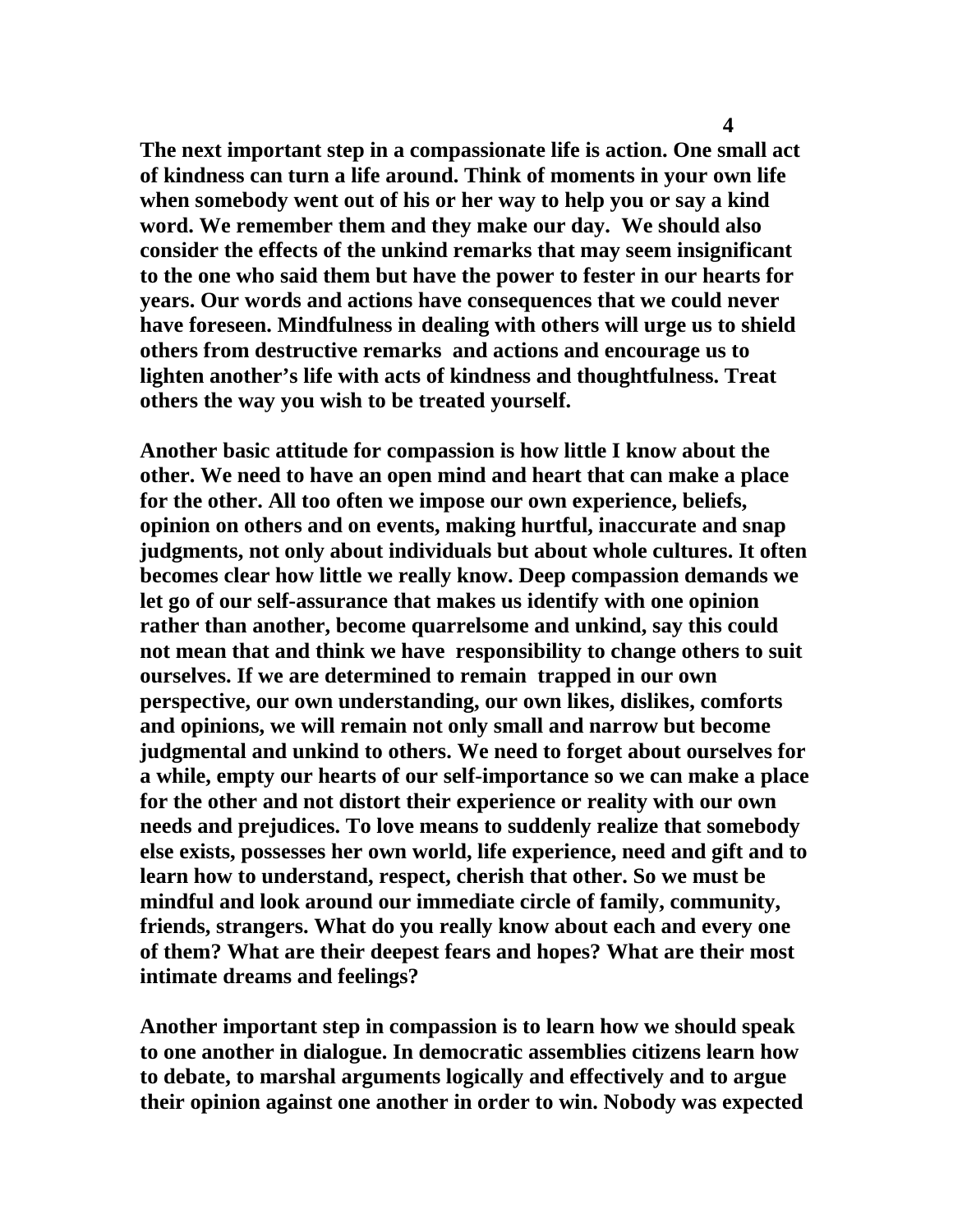**The next important step in a compassionate life is action. One small act of kindness can turn a life around. Think of moments in your own life when somebody went out of his or her way to help you or say a kind word. We remember them and they make our day. We should also consider the effects of the unkind remarks that may seem insignificant to the one who said them but have the power to fester in our hearts for years. Our words and actions have consequences that we could never have foreseen. Mindfulness in dealing with others will urge us to shield others from destructive remarks and actions and encourage us to lighten another's life with acts of kindness and thoughtfulness. Treat others the way you wish to be treated yourself.**

**Another basic attitude for compassion is how little I know about the other. We need to have an open mind and heart that can make a place for the other. All too often we impose our own experience, beliefs, opinion on others and on events, making hurtful, inaccurate and snap judgments, not only about individuals but about whole cultures. It often becomes clear how little we really know. Deep compassion demands we let go of our self-assurance that makes us identify with one opinion rather than another, become quarrelsome and unkind, say this could not mean that and think we have responsibility to change others to suit ourselves. If we are determined to remain trapped in our own perspective, our own understanding, our own likes, dislikes, comforts and opinions, we will remain not only small and narrow but become judgmental and unkind to others. We need to forget about ourselves for a while, empty our hearts of our self-importance so we can make a place for the other and not distort their experience or reality with our own needs and prejudices. To love means to suddenly realize that somebody else exists, possesses her own world, life experience, need and gift and to learn how to understand, respect, cherish that other. So we must be mindful and look around our immediate circle of family, community, friends, strangers. What do you really know about each and every one of them? What are their deepest fears and hopes? What are their most intimate dreams and feelings?**

**Another important step in compassion is to learn how we should speak to one another in dialogue. In democratic assemblies citizens learn how to debate, to marshal arguments logically and effectively and to argue their opinion against one another in order to win. Nobody was expected**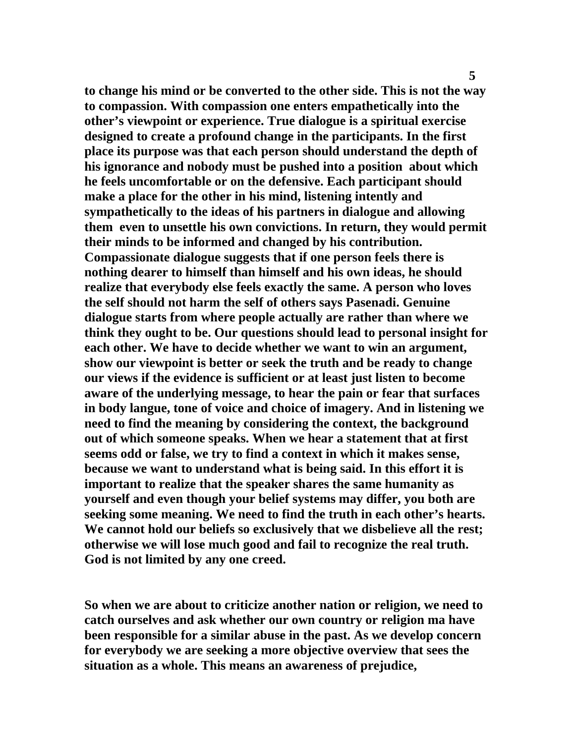**to change his mind or be converted to the other side. This is not the way to compassion. With compassion one enters empathetically into the other's viewpoint or experience. True dialogue is a spiritual exercise designed to create a profound change in the participants. In the first place its purpose was that each person should understand the depth of his ignorance and nobody must be pushed into a position about which he feels uncomfortable or on the defensive. Each participant should make a place for the other in his mind, listening intently and sympathetically to the ideas of his partners in dialogue and allowing them even to unsettle his own convictions. In return, they would permit their minds to be informed and changed by his contribution. Compassionate dialogue suggests that if one person feels there is nothing dearer to himself than himself and his own ideas, he should realize that everybody else feels exactly the same. A person who loves the self should not harm the self of others says Pasenadi. Genuine dialogue starts from where people actually are rather than where we think they ought to be. Our questions should lead to personal insight for each other. We have to decide whether we want to win an argument, show our viewpoint is better or seek the truth and be ready to change our views if the evidence is sufficient or at least just listen to become aware of the underlying message, to hear the pain or fear that surfaces in body langue, tone of voice and choice of imagery. And in listening we need to find the meaning by considering the context, the background out of which someone speaks. When we hear a statement that at first seems odd or false, we try to find a context in which it makes sense, because we want to understand what is being said. In this effort it is important to realize that the speaker shares the same humanity as yourself and even though your belief systems may differ, you both are seeking some meaning. We need to find the truth in each other's hearts. We cannot hold our beliefs so exclusively that we disbelieve all the rest; otherwise we will lose much good and fail to recognize the real truth. God is not limited by any one creed.**

**So when we are about to criticize another nation or religion, we need to catch ourselves and ask whether our own country or religion ma have been responsible for a similar abuse in the past. As we develop concern for everybody we are seeking a more objective overview that sees the situation as a whole. This means an awareness of prejudice,**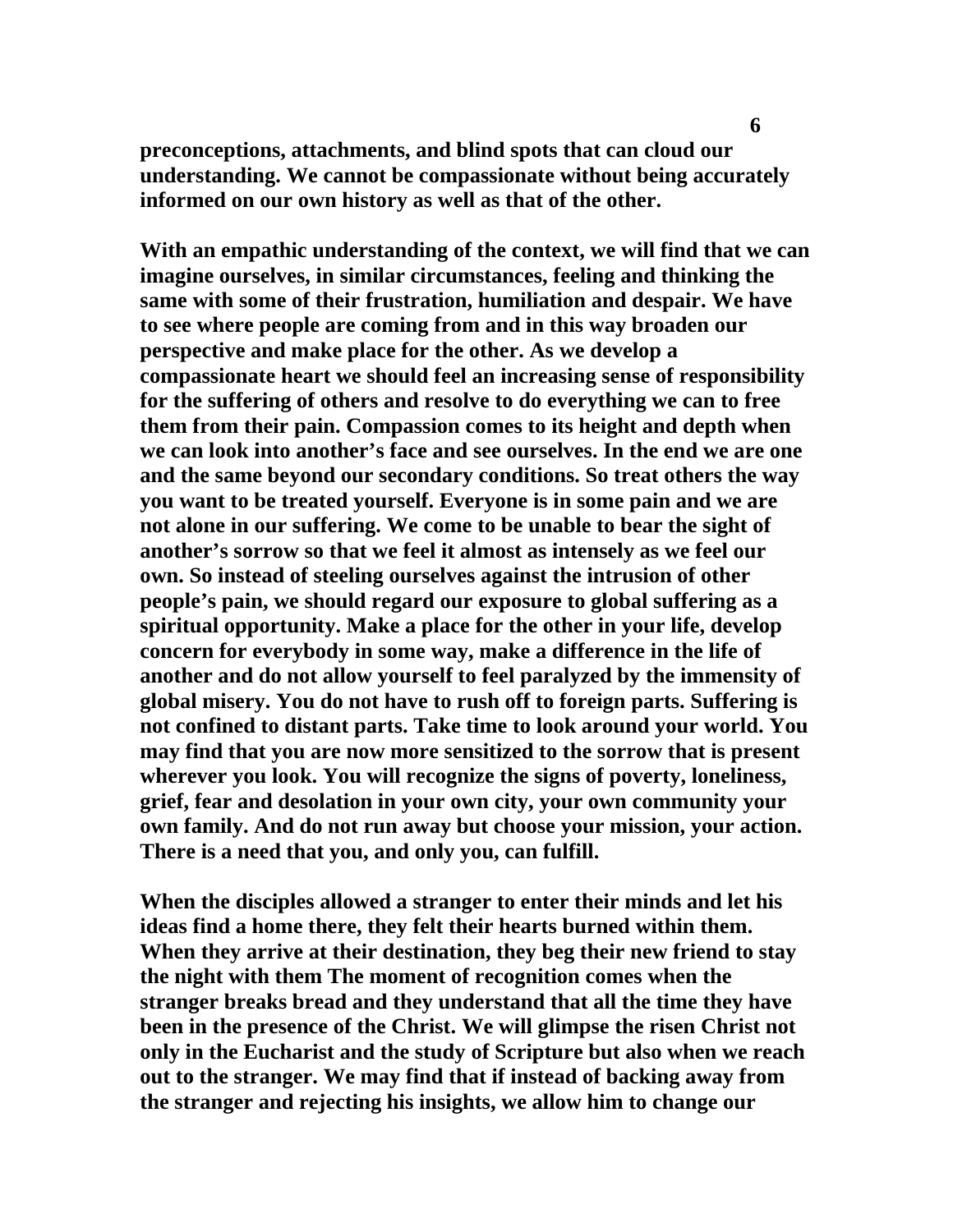**preconceptions, attachments, and blind spots that can cloud our understanding. We cannot be compassionate without being accurately informed on our own history as well as that of the other.**

**With an empathic understanding of the context, we will find that we can imagine ourselves, in similar circumstances, feeling and thinking the same with some of their frustration, humiliation and despair. We have to see where people are coming from and in this way broaden our perspective and make place for the other. As we develop a compassionate heart we should feel an increasing sense of responsibility for the suffering of others and resolve to do everything we can to free them from their pain. Compassion comes to its height and depth when we can look into another's face and see ourselves. In the end we are one and the same beyond our secondary conditions. So treat others the way you want to be treated yourself. Everyone is in some pain and we are not alone in our suffering. We come to be unable to bear the sight of another's sorrow so that we feel it almost as intensely as we feel our own. So instead of steeling ourselves against the intrusion of other people's pain, we should regard our exposure to global suffering as a spiritual opportunity. Make a place for the other in your life, develop concern for everybody in some way, make a difference in the life of another and do not allow yourself to feel paralyzed by the immensity of global misery. You do not have to rush off to foreign parts. Suffering is not confined to distant parts. Take time to look around your world. You may find that you are now more sensitized to the sorrow that is present wherever you look. You will recognize the signs of poverty, loneliness, grief, fear and desolation in your own city, your own community your own family. And do not run away but choose your mission, your action. There is a need that you, and only you, can fulfill.**

**When the disciples allowed a stranger to enter their minds and let his ideas find a home there, they felt their hearts burned within them. When they arrive at their destination, they beg their new friend to stay the night with them The moment of recognition comes when the stranger breaks bread and they understand that all the time they have been in the presence of the Christ. We will glimpse the risen Christ not only in the Eucharist and the study of Scripture but also when we reach out to the stranger. We may find that if instead of backing away from the stranger and rejecting his insights, we allow him to change our**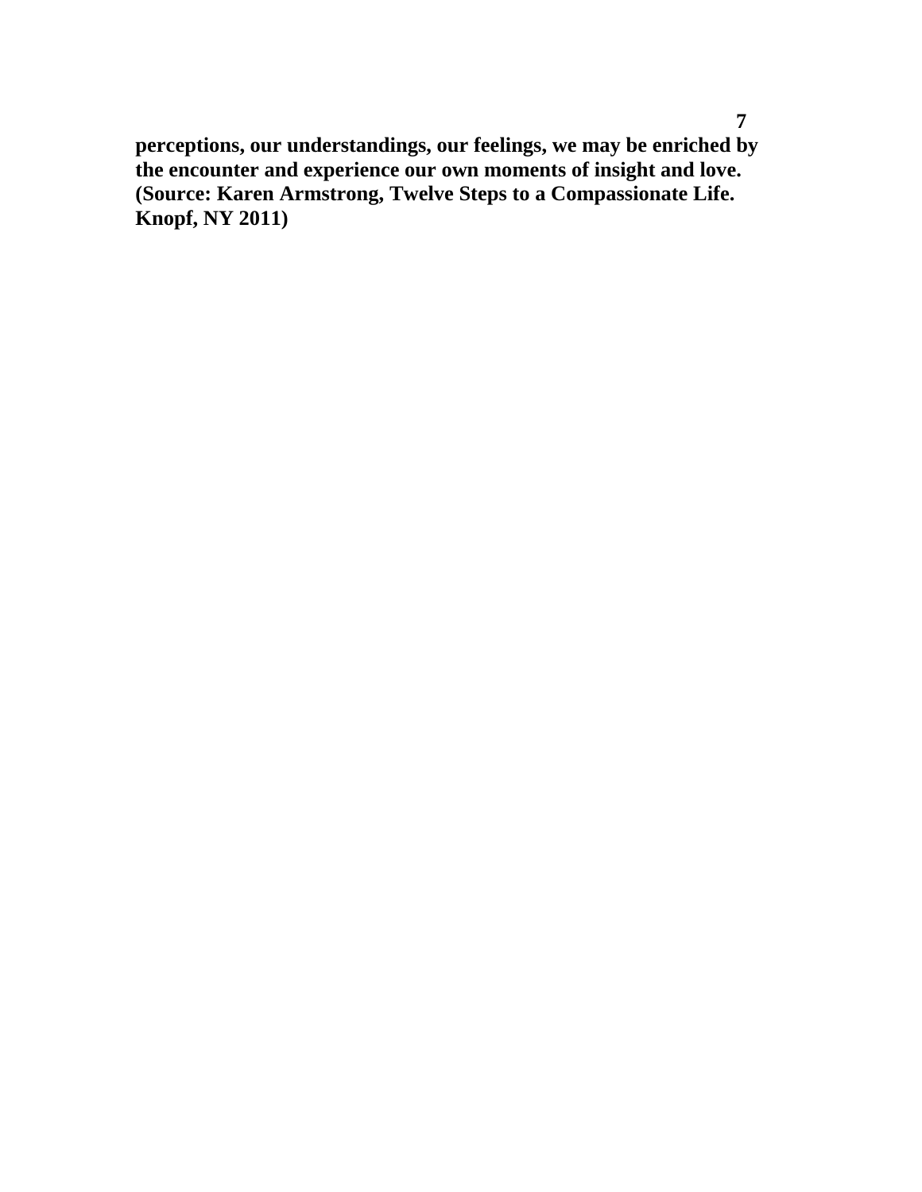**perceptions, our understandings, our feelings, we may be enriched by the encounter and experience our own moments of insight and love. (Source: Karen Armstrong, Twelve Steps to a Compassionate Life. Knopf, NY 2011)**